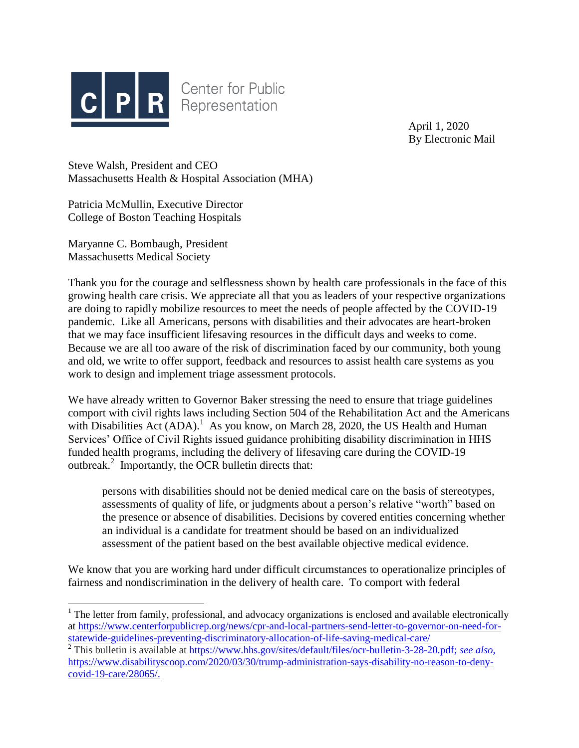Center for Public Representation

April 1, 2020
By Electronic Mail

Steve Walsh, President and CEO
Massachusetts Health & Hospital Association (MHA)

Patricia McMullin, Executive Director
College of Boston Teaching Hospitals

Maryanne C. Bombaugh, President
Massachusetts Medical Society

Thank you for the courage and selflessness shown by health care professionals in the face of this growing health care crisis. We appreciate all that you as leaders of your respective organizations are doing to rapidly mobilize resources to meet the needs of people affected by the COVID-19 pandemic. Like all Americans, persons with disabilities and their advocates are heart-broken that we may face insufficient lifesaving resources in the difficult days and weeks to come. Because we are all too aware of the risk of discrimination faced by our community, both young and old, we write to offer support, feedback and resources to assist health care systems as you work to design and implement triage assessment protocols.

We have already written to Governor Baker stressing the need to ensure that triage guidelines comport with civil rights laws including Section 504 of the Rehabilitation Act and the Americans with Disabilities Act (ADA).[1] As you know, on March 28, 2020, the US Health and Human Services' Office of Civil Rights issued guidance prohibiting disability discrimination in HHS funded health programs, including the delivery of lifesaving care during the COVID-19 outbreak.[2] Importantly, the OCR bulletin directs that:

> persons with disabilities should not be denied medical care on the basis of stereotypes, assessments of quality of life, or judgments about a person's relative "worth" based on the presence or absence of disabilities. Decisions by covered entities concerning whether an individual is a candidate for treatment should be based on an individualized assessment of the patient based on the best available objective medical evidence.

We know that you are working hard under difficult circumstances to operationalize principles of fairness and nondiscrimination in the delivery of health care. To comport with federal

---

[1] The letter from family, professional, and advocacy organizations is enclosed and available electronically at https://www.centerforpublicrep.org/news/cpr-and-local-partners-send-letter-to-governor-on-need-for-statewide-guidelines-preventing-discriminatory-allocation-of-life-saving-medical-care/

[2] This bulletin is available at https://www.hhs.gov/sites/default/files/ocr-bulletin-3-28-20.pdf; *see also,* https://www.disabilityscoop.com/2020/03/30/trump-administration-says-disability-no-reason-to-deny-covid-19-care/28065/.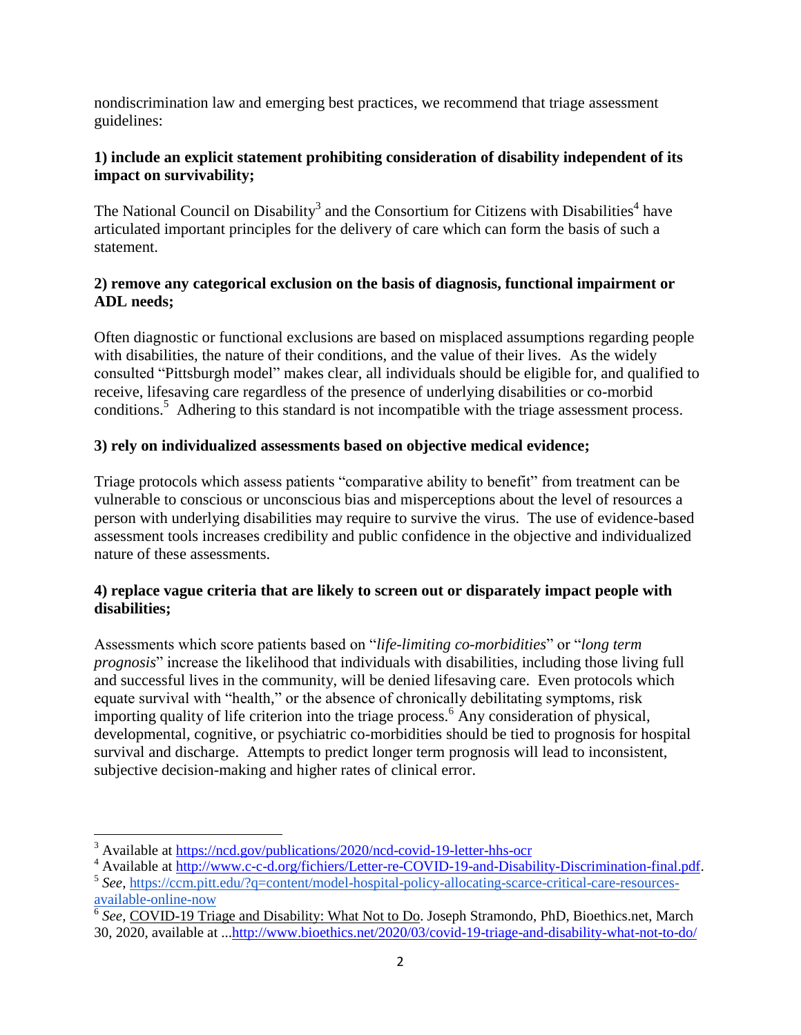nondiscrimination law and emerging best practices, we recommend that triage assessment guidelines:

**1) include an explicit statement prohibiting consideration of disability independent of its impact on survivability;**

The National Council on Disability[3] and the Consortium for Citizens with Disabilities[4] have articulated important principles for the delivery of care which can form the basis of such a statement.

**2) remove any categorical exclusion on the basis of diagnosis, functional impairment or ADL needs;**

Often diagnostic or functional exclusions are based on misplaced assumptions regarding people with disabilities, the nature of their conditions, and the value of their lives. As the widely consulted "Pittsburgh model" makes clear, all individuals should be eligible for, and qualified to receive, lifesaving care regardless of the presence of underlying disabilities or co-morbid conditions.[5] Adhering to this standard is not incompatible with the triage assessment process.

**3) rely on individualized assessments based on objective medical evidence;**

Triage protocols which assess patients "comparative ability to benefit" from treatment can be vulnerable to conscious or unconscious bias and misperceptions about the level of resources a person with underlying disabilities may require to survive the virus. The use of evidence-based assessment tools increases credibility and public confidence in the objective and individualized nature of these assessments.

**4) replace vague criteria that are likely to screen out or disparately impact people with disabilities;**

Assessments which score patients based on "*life-limiting co-morbidities*" or "*long term prognosis*" increase the likelihood that individuals with disabilities, including those living full and successful lives in the community, will be denied lifesaving care. Even protocols which equate survival with "health," or the absence of chronically debilitating symptoms, risk importing quality of life criterion into the triage process.[6] Any consideration of physical, developmental, cognitive, or psychiatric co-morbidities should be tied to prognosis for hospital survival and discharge. Attempts to predict longer term prognosis will lead to inconsistent, subjective decision-making and higher rates of clinical error.

---

[3] Available at https://ncd.gov/publications/2020/ncd-covid-19-letter-hhs-ocr

[4] Available at http://www.c-c-d.org/fichiers/Letter-re-COVID-19-and-Disability-Discrimination-final.pdf.

[5] *See*, https://ccm.pitt.edu/?q=content/model-hospital-policy-allocating-scarce-critical-care-resources-available-online-now

[6] *See*, COVID-19 Triage and Disability: What Not to Do. Joseph Stramondo, PhD, Bioethics.net, March 30, 2020, available at ...http://www.bioethics.net/2020/03/covid-19-triage-and-disability-what-not-to-do/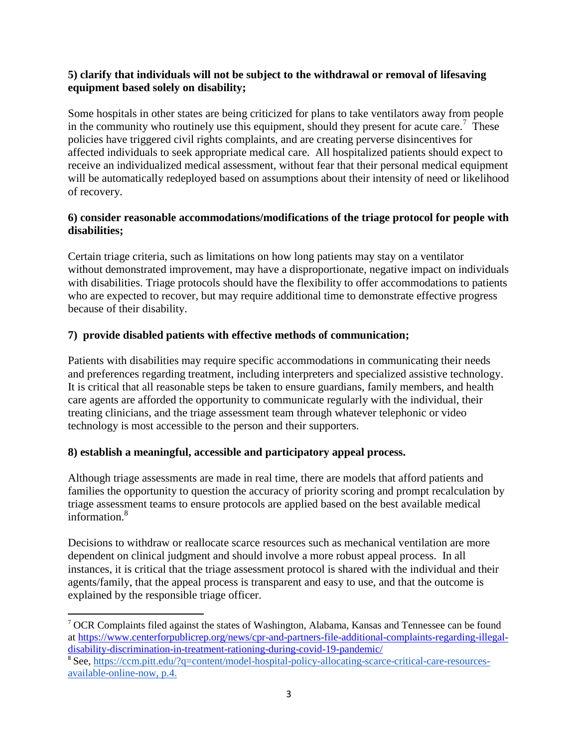**5) clarify that individuals will not be subject to the withdrawal or removal of lifesaving equipment based solely on disability;**

Some hospitals in other states are being criticized for plans to take ventilators away from people in the community who routinely use this equipment, should they present for acute care.[7] These policies have triggered civil rights complaints, and are creating perverse disincentives for affected individuals to seek appropriate medical care. All hospitalized patients should expect to receive an individualized medical assessment, without fear that their personal medical equipment will be automatically redeployed based on assumptions about their intensity of need or likelihood of recovery.

**6) consider reasonable accommodations/modifications of the triage protocol for people with disabilities;**

Certain triage criteria, such as limitations on how long patients may stay on a ventilator without demonstrated improvement, may have a disproportionate, negative impact on individuals with disabilities. Triage protocols should have the flexibility to offer accommodations to patients who are expected to recover, but may require additional time to demonstrate effective progress because of their disability.

**7) provide disabled patients with effective methods of communication;**

Patients with disabilities may require specific accommodations in communicating their needs and preferences regarding treatment, including interpreters and specialized assistive technology. It is critical that all reasonable steps be taken to ensure guardians, family members, and health care agents are afforded the opportunity to communicate regularly with the individual, their treating clinicians, and the triage assessment team through whatever telephonic or video technology is most accessible to the person and their supporters.

**8) establish a meaningful, accessible and participatory appeal process.**

Although triage assessments are made in real time, there are models that afford patients and families the opportunity to question the accuracy of priority scoring and prompt recalculation by triage assessment teams to ensure protocols are applied based on the best available medical information.[8]

Decisions to withdraw or reallocate scarce resources such as mechanical ventilation are more dependent on clinical judgment and should involve a more robust appeal process. In all instances, it is critical that the triage assessment protocol is shared with the individual and their agents/family, that the appeal process is transparent and easy to use, and that the outcome is explained by the responsible triage officer.

---

[7] OCR Complaints filed against the states of Washington, Alabama, Kansas and Tennessee can be found at https://www.centerforpublicrep.org/news/cpr-and-partners-file-additional-complaints-regarding-illegal-disability-discrimination-in-treatment-rationing-during-covid-19-pandemic/

[8] See, https://ccm.pitt.edu/?q=content/model-hospital-policy-allocating-scarce-critical-care-resources-available-online-now, p.4.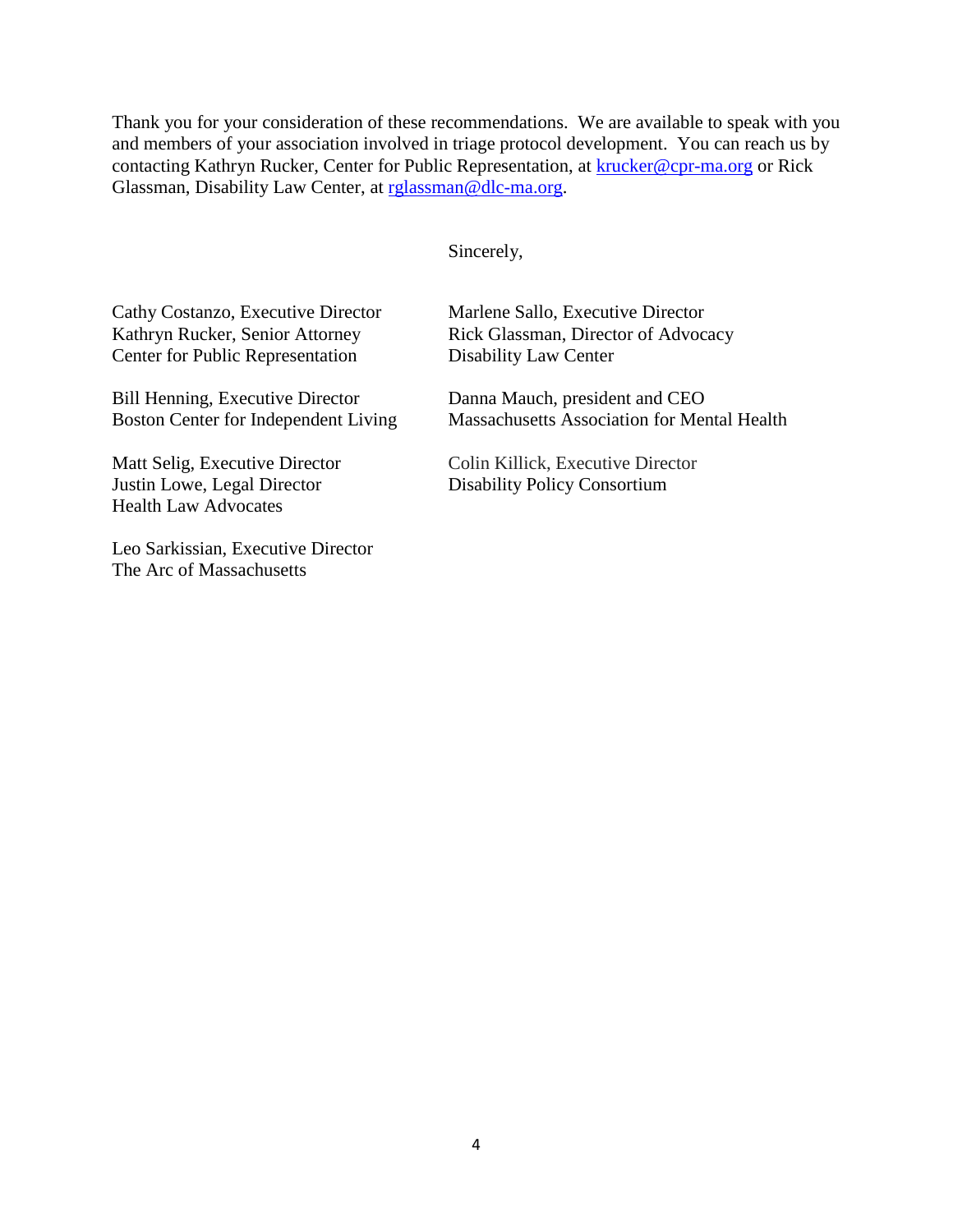Thank you for your consideration of these recommendations. We are available to speak with you and members of your association involved in triage protocol development. You can reach us by contacting Kathryn Rucker, Center for Public Representation, at [krucker@cpr-ma.org](mailto:krucker@cpr-ma.org) or Rick Glassman, Disability Law Center, at [rglassman@dlc-ma.org](mailto:rglassman@dlc-ma.org).

Sincerely,

Cathy Costanzo, Executive Director
Kathryn Rucker, Senior Attorney
Center for Public Representation

Marlene Sallo, Executive Director
Rick Glassman, Director of Advocacy
Disability Law Center

Bill Henning, Executive Director
Boston Center for Independent Living

Danna Mauch, president and CEO
Massachusetts Association for Mental Health

Matt Selig, Executive Director
Justin Lowe, Legal Director
Health Law Advocates

Colin Killick, Executive Director
Disability Policy Consortium

Leo Sarkissian, Executive Director
The Arc of Massachusetts